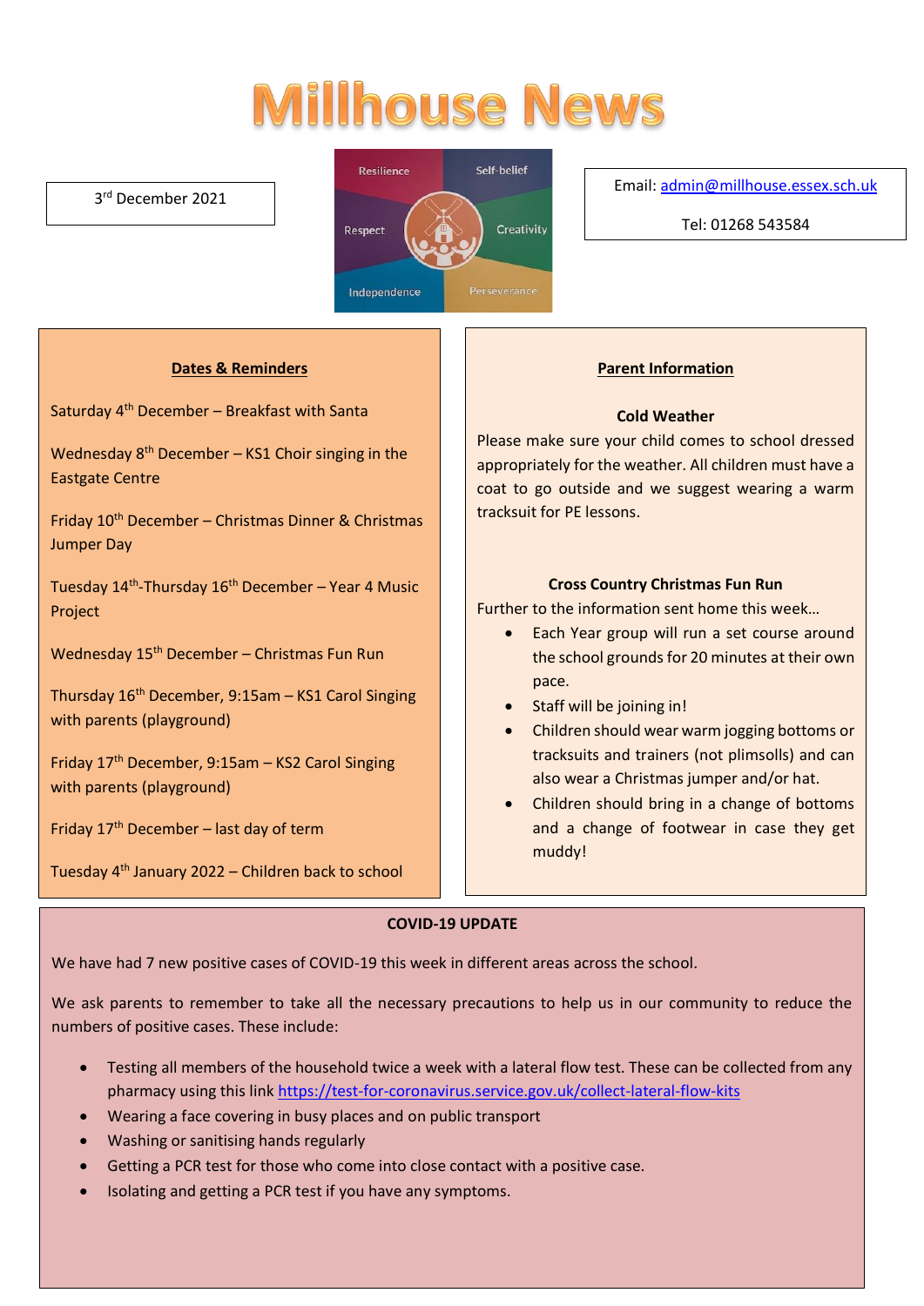# Millhouse News

3rd December 2021

Resilience | Self-belief | Respect | Creativity | Independence | Perseverance

Email: admin@millhouse.essex.sch.uk

Tel: 01268 543584

## Dates & Reminders

Saturday 4th December – Breakfast with Santa

Wednesday 8th December – KS1 Choir singing in the Eastgate Centre

Friday 10th December – Christmas Dinner & Christmas Jumper Day

Tuesday 14th-Thursday 16th December – Year 4 Music Project

Wednesday 15th December – Christmas Fun Run

Thursday 16th December, 9:15am – KS1 Carol Singing with parents (playground)

Friday 17th December, 9:15am – KS2 Carol Singing with parents (playground)

Friday 17th December – last day of term

Tuesday 4th January 2022 – Children back to school

## Parent Information

### Cold Weather

Please make sure your child comes to school dressed appropriately for the weather. All children must have a coat to go outside and we suggest wearing a warm tracksuit for PE lessons.

### Cross Country Christmas Fun Run

Further to the information sent home this week…

- Each Year group will run a set course around the school grounds for 20 minutes at their own pace.
- Staff will be joining in!
- Children should wear warm jogging bottoms or tracksuits and trainers (not plimsolls) and can also wear a Christmas jumper and/or hat.
- Children should bring in a change of bottoms and a change of footwear in case they get muddy!

## COVID-19 UPDATE

We have had 7 new positive cases of COVID-19 this week in different areas across the school.

We ask parents to remember to take all the necessary precautions to help us in our community to reduce the numbers of positive cases. These include:

- Testing all members of the household twice a week with a lateral flow test. These can be collected from any pharmacy using this link https://test-for-coronavirus.service.gov.uk/collect-lateral-flow-kits
- Wearing a face covering in busy places and on public transport
- Washing or sanitising hands regularly
- Getting a PCR test for those who come into close contact with a positive case.
- Isolating and getting a PCR test if you have any symptoms.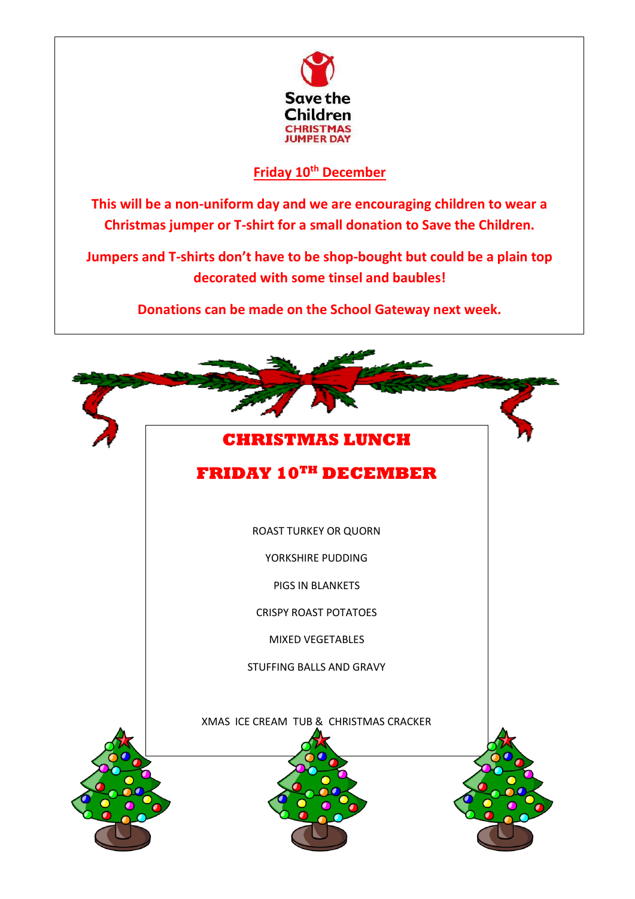Save the Children
CHRISTMAS JUMPER DAY

**Friday 10th December**

**This will be a non-uniform day and we are encouraging children to wear a Christmas jumper or T-shirt for a small donation to Save the Children.**

**Jumpers and T-shirts don't have to be shop-bought but could be a plain top decorated with some tinsel and baubles!**

**Donations can be made on the School Gateway next week.**

# CHRISTMAS LUNCH

# FRIDAY 10TH DECEMBER

ROAST TURKEY OR QUORN

YORKSHIRE PUDDING

PIGS IN BLANKETS

CRISPY ROAST POTATOES

MIXED VEGETABLES

STUFFING BALLS AND GRAVY

XMAS ICE CREAM TUB & CHRISTMAS CRACKER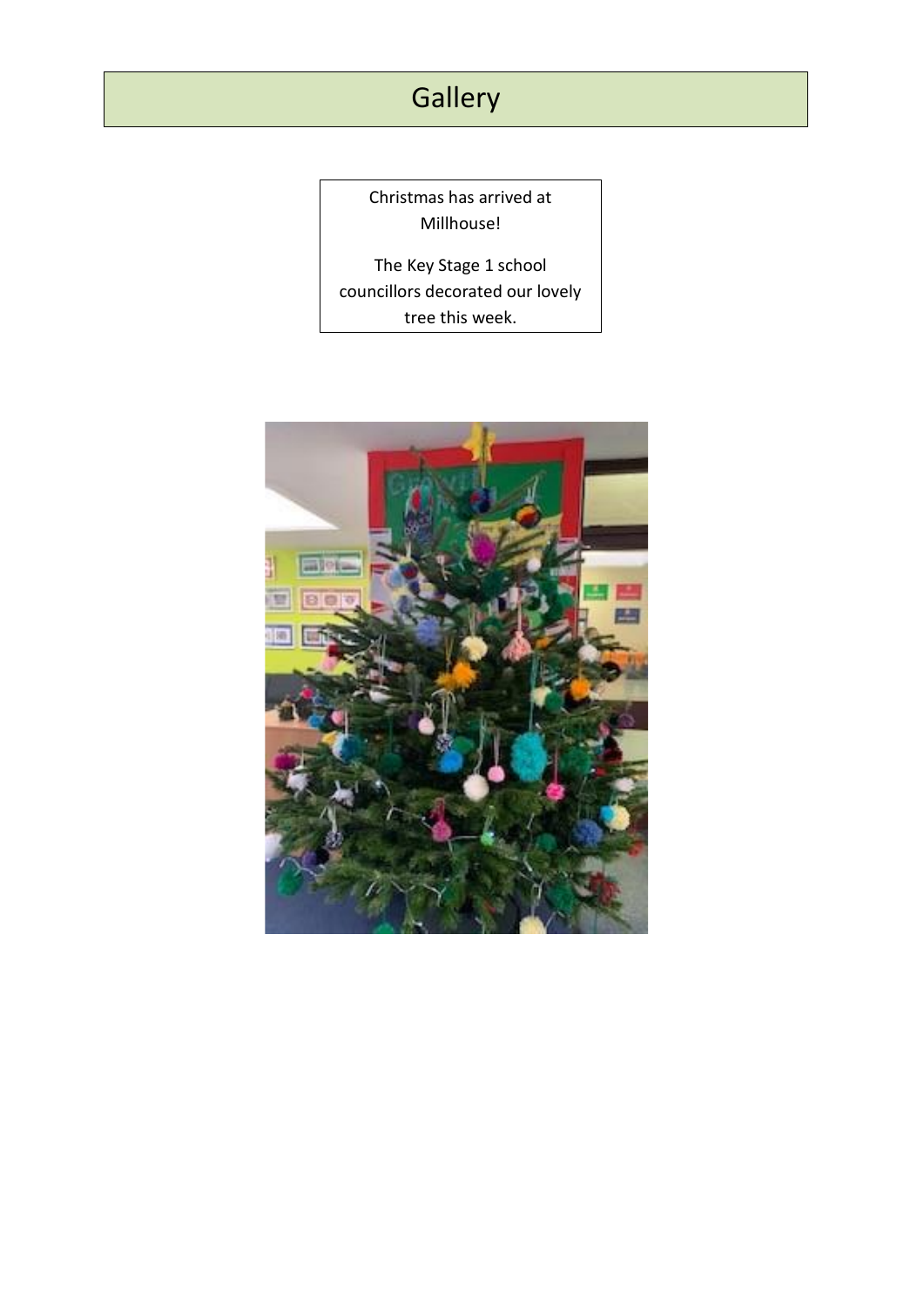# Gallery

Christmas has arrived at Millhouse!

The Key Stage 1 school councillors decorated our lovely tree this week.